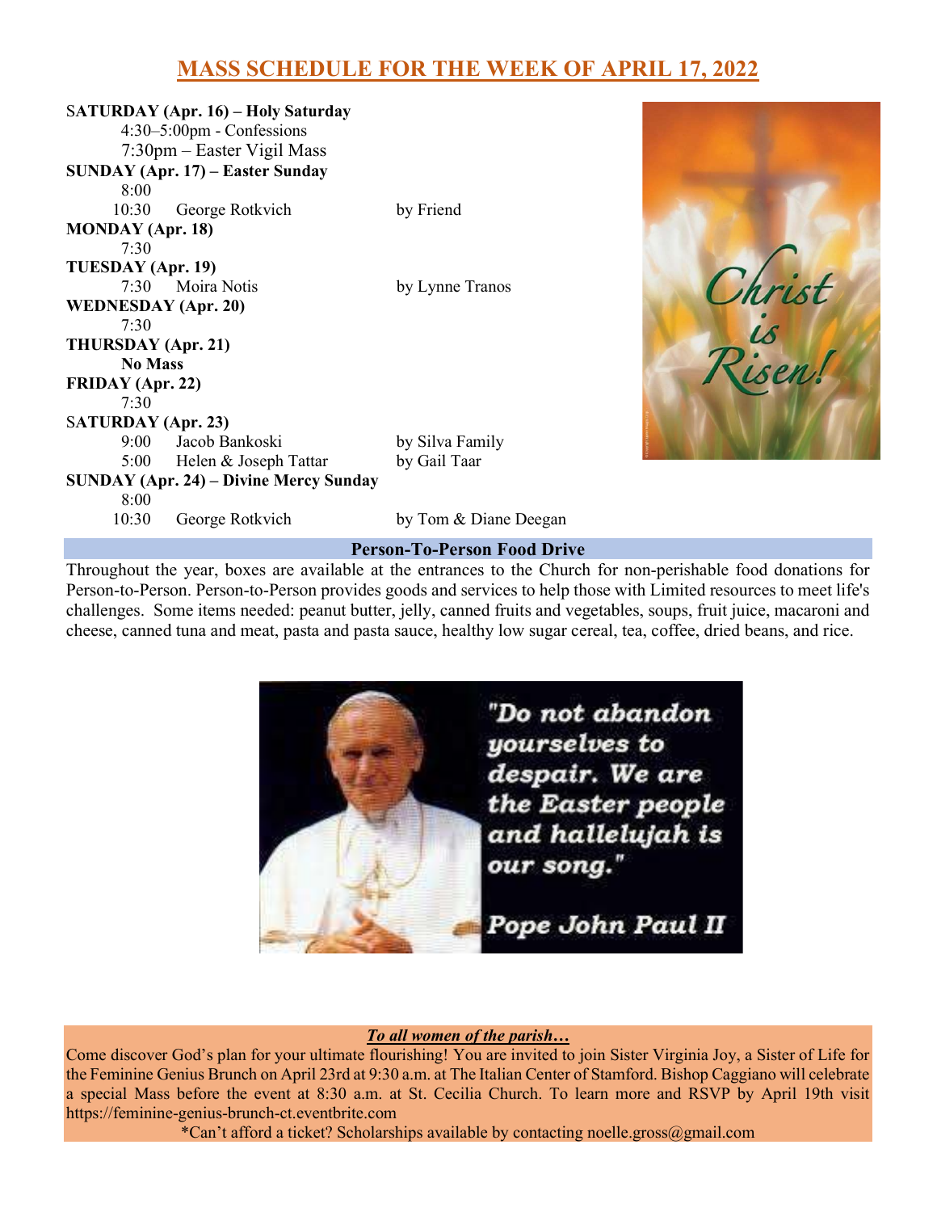# MASS SCHEDULE FOR THE WEEK OF APRIL 17, 2022

**SATURDAY (Apr. 16) – Holy Saturday**
4:30–5:00pm - Confessions
7:30pm – Easter Vigil Mass

**SUNDAY (Apr. 17) – Easter Sunday**
8:00
10:30 George Rotkvich — by Friend

**MONDAY (Apr. 18)**
7:30

**TUESDAY (Apr. 19)**
7:30 Moira Notis — by Lynne Tranos

**WEDNESDAY (Apr. 20)**
7:30

**THURSDAY (Apr. 21)**
**No Mass**

**FRIDAY (Apr. 22)**
7:30

**SATURDAY (Apr. 23)**
9:00 Jacob Bankoski — by Silva Family
5:00 Helen & Joseph Tattar — by Gail Taar

**SUNDAY (Apr. 24) – Divine Mercy Sunday**
8:00
10:30 George Rotkvich — by Tom & Diane Deegan

## Person-To-Person Food Drive

Throughout the year, boxes are available at the entrances to the Church for non-perishable food donations for Person-to-Person. Person-to-Person provides goods and services to help those with Limited resources to meet life's challenges. Some items needed: peanut butter, jelly, canned fruits and vegetables, soups, fruit juice, macaroni and cheese, canned tuna and meat, pasta and pasta sauce, healthy low sugar cereal, tea, coffee, dried beans, and rice.

"Do not abandon yourselves to despair. We are the Easter people and hallelujah is our song."

Pope John Paul II

***To all women of the parish…***

Come discover God's plan for your ultimate flourishing! You are invited to join Sister Virginia Joy, a Sister of Life for the Feminine Genius Brunch on April 23rd at 9:30 a.m. at The Italian Center of Stamford. Bishop Caggiano will celebrate a special Mass before the event at 8:30 a.m. at St. Cecilia Church. To learn more and RSVP by April 19th visit https://feminine-genius-brunch-ct.eventbrite.com

*Can't afford a ticket? Scholarships available by contacting noelle.gross@gmail.com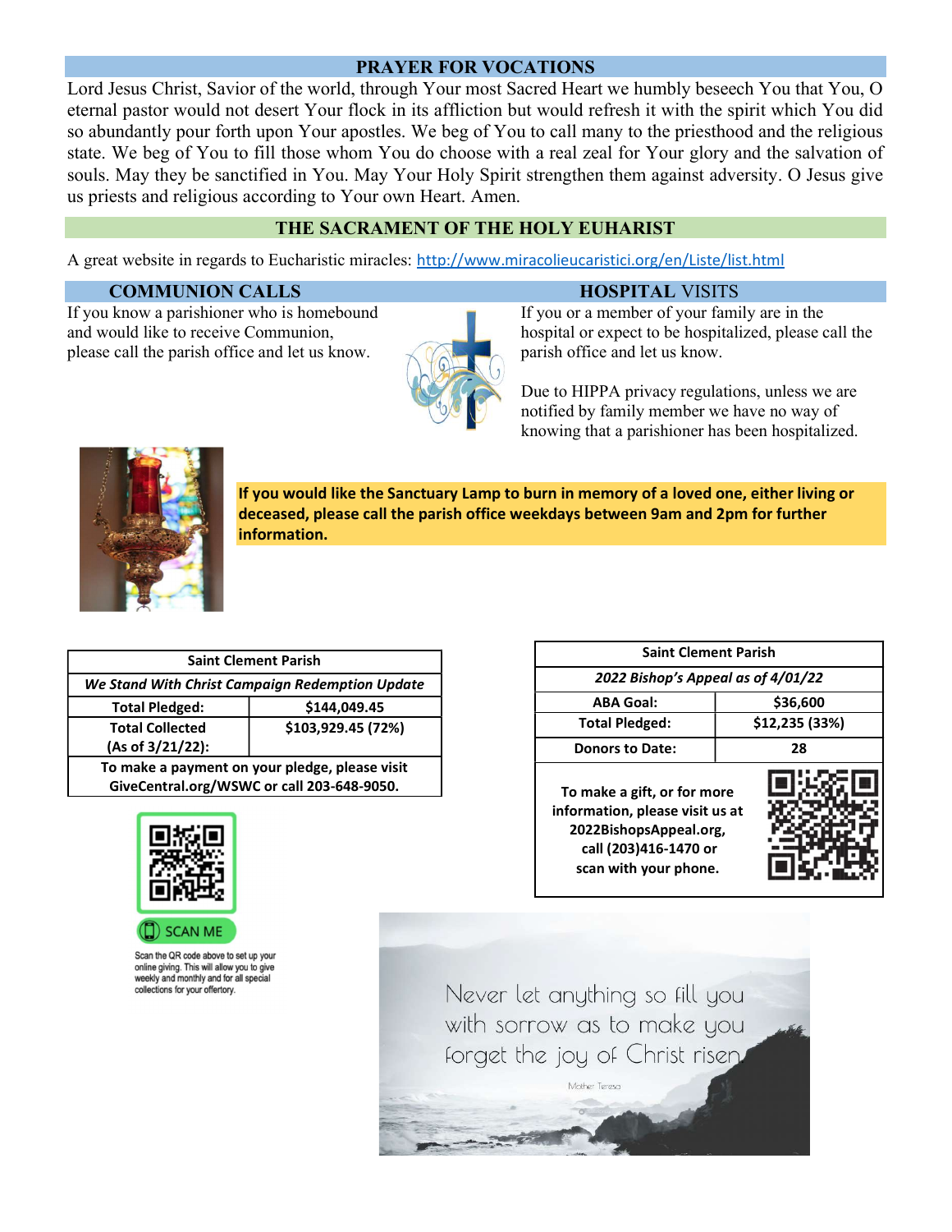## PRAYER FOR VOCATIONS

Lord Jesus Christ, Savior of the world, through Your most Sacred Heart we humbly beseech You that You, O eternal pastor would not desert Your flock in its affliction but would refresh it with the spirit which You did so abundantly pour forth upon Your apostles. We beg of You to call many to the priesthood and the religious state. We beg of You to fill those whom You do choose with a real zeal for Your glory and the salvation of souls. May they be sanctified in You. May Your Holy Spirit strengthen them against adversity. O Jesus give us priests and religious according to Your own Heart. Amen.

## THE SACRAMENT OF THE HOLY EUHARIST

A great website in regards to Eucharistic miracles: http://www.miracolieucaristici.org/en/Liste/list.html

## COMMUNION CALLS

If you know a parishioner who is homebound and would like to receive Communion, please call the parish office and let us know.

## HOSPITAL VISITS

If you or a member of your family are in the hospital or expect to be hospitalized, please call the parish office and let us know.

Due to HIPPA privacy regulations, unless we are notified by family member we have no way of knowing that a parishioner has been hospitalized.

**If you would like the Sanctuary Lamp to burn in memory of a loved one, either living or deceased, please call the parish office weekdays between 9am and 2pm for further information.**

| Saint Clement Parish | |
|---|---|
| ***We Stand With Christ Campaign Redemption Update*** | |
| **Total Pledged:** | **$144,049.45** |
| **Total Collected (As of 3/21/22):** | **$103,929.45 (72%)** |
| **To make a payment on your pledge, please visit GiveCentral.org/WSWC or call 203-648-9050.** | |

SCAN ME

Scan the QR code above to set up your online giving. This will allow you to give weekly and monthly and for all special collections for your offertory.

| Saint Clement Parish | |
|---|---|
| ***2022 Bishop's Appeal as of 4/01/22*** | |
| **ABA Goal:** | **$36,600** |
| **Total Pledged:** | **$12,235 (33%)** |
| **Donors to Date:** | **28** |

**To make a gift, or for more information, please visit us at 2022BishopsAppeal.org, call (203)416-1470 or scan with your phone.**

Never let anything so fill you with sorrow as to make you forget the joy of Christ risen.

Mother Teresa